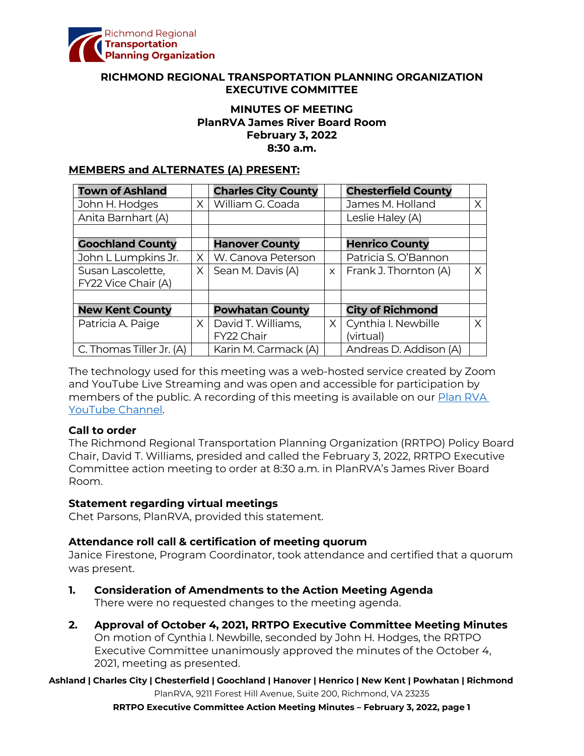Richmond Regional Transportation Planning Organization

**RICHMOND REGIONAL TRANSPORTATION PLANNING ORGANIZATION EXECUTIVE COMMITTEE**

**MINUTES OF MEETING**
**PlanRVA James River Board Room**
**February 3, 2022**
**8:30 a.m.**

**MEMBERS and ALTERNATES (A) PRESENT:**

| Town of Ashland | | Charles City County | | Chesterfield County | |
|---|---|---|---|---|---|
| John H. Hodges | X | William G. Coada | | James M. Holland | X |
| Anita Barnhart (A) | | | | Leslie Haley (A) | |
| | | | | | |
| **Goochland County** | | **Hanover County** | | **Henrico County** | |
| John L Lumpkins Jr. | X | W. Canova Peterson | | Patricia S. O'Bannon | |
| Susan Lascolette, FY22 Vice Chair (A) | X | Sean M. Davis (A) | x | Frank J. Thornton (A) | X |
| | | | | | |
| **New Kent County** | | **Powhatan County** | | **City of Richmond** | |
| Patricia A. Paige | X | David T. Williams, FY22 Chair | X | Cynthia I. Newbille (virtual) | X |
| C. Thomas Tiller Jr. (A) | | Karin M. Carmack (A) | | Andreas D. Addison (A) | |

The technology used for this meeting was a web-hosted service created by Zoom and YouTube Live Streaming and was open and accessible for participation by members of the public. A recording of this meeting is available on our Plan RVA YouTube Channel.

**Call to order**
The Richmond Regional Transportation Planning Organization (RRTPO) Policy Board Chair, David T. Williams, presided and called the February 3, 2022, RRTPO Executive Committee action meeting to order at 8:30 a.m. in PlanRVA's James River Board Room.

**Statement regarding virtual meetings**
Chet Parsons, PlanRVA, provided this statement.

**Attendance roll call & certification of meeting quorum**
Janice Firestone, Program Coordinator, took attendance and certified that a quorum was present.

1. **Consideration of Amendments to the Action Meeting Agenda**
   There were no requested changes to the meeting agenda.

2. **Approval of October 4, 2021, RRTPO Executive Committee Meeting Minutes**
   On motion of Cynthia I. Newbille, seconded by John H. Hodges, the RRTPO Executive Committee unanimously approved the minutes of the October 4, 2021, meeting as presented.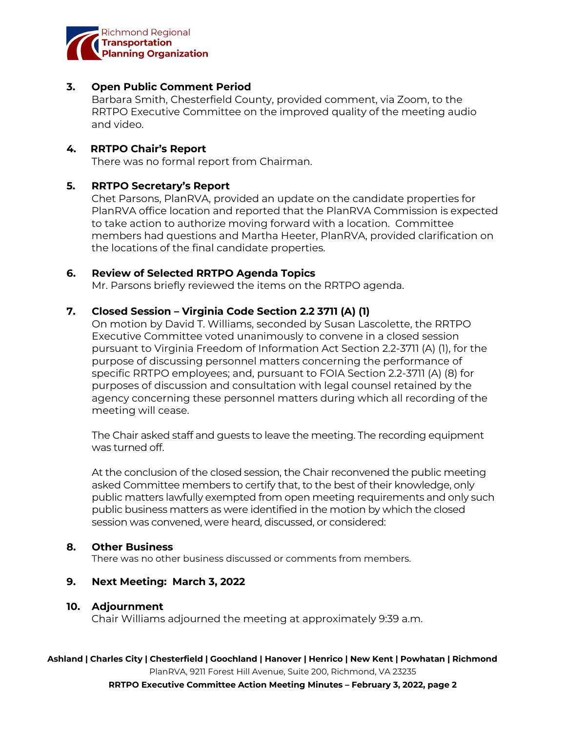**3. Open Public Comment Period**

Barbara Smith, Chesterfield County, provided comment, via Zoom, to the RRTPO Executive Committee on the improved quality of the meeting audio and video.

**4. RRTPO Chair's Report**

There was no formal report from Chairman.

**5. RRTPO Secretary's Report**

Chet Parsons, PlanRVA, provided an update on the candidate properties for PlanRVA office location and reported that the PlanRVA Commission is expected to take action to authorize moving forward with a location. Committee members had questions and Martha Heeter, PlanRVA, provided clarification on the locations of the final candidate properties.

**6. Review of Selected RRTPO Agenda Topics**

Mr. Parsons briefly reviewed the items on the RRTPO agenda.

**7. Closed Session – Virginia Code Section 2.2 3711 (A) (1)**

On motion by David T. Williams, seconded by Susan Lascolette, the RRTPO Executive Committee voted unanimously to convene in a closed session pursuant to Virginia Freedom of Information Act Section 2.2-3711 (A) (1), for the purpose of discussing personnel matters concerning the performance of specific RRTPO employees; and, pursuant to FOIA Section 2.2-3711 (A) (8) for purposes of discussion and consultation with legal counsel retained by the agency concerning these personnel matters during which all recording of the meeting will cease.

The Chair asked staff and guests to leave the meeting. The recording equipment was turned off.

At the conclusion of the closed session, the Chair reconvened the public meeting asked Committee members to certify that, to the best of their knowledge, only public matters lawfully exempted from open meeting requirements and only such public business matters as were identified in the motion by which the closed session was convened, were heard, discussed, or considered:

**8. Other Business**

There was no other business discussed or comments from members.

**9. Next Meeting: March 3, 2022**

**10. Adjournment**

Chair Williams adjourned the meeting at approximately 9:39 a.m.

**Ashland | Charles City | Chesterfield | Goochland | Hanover | Henrico | New Kent | Powhatan | Richmond**

PlanRVA, 9211 Forest Hill Avenue, Suite 200, Richmond, VA 23235